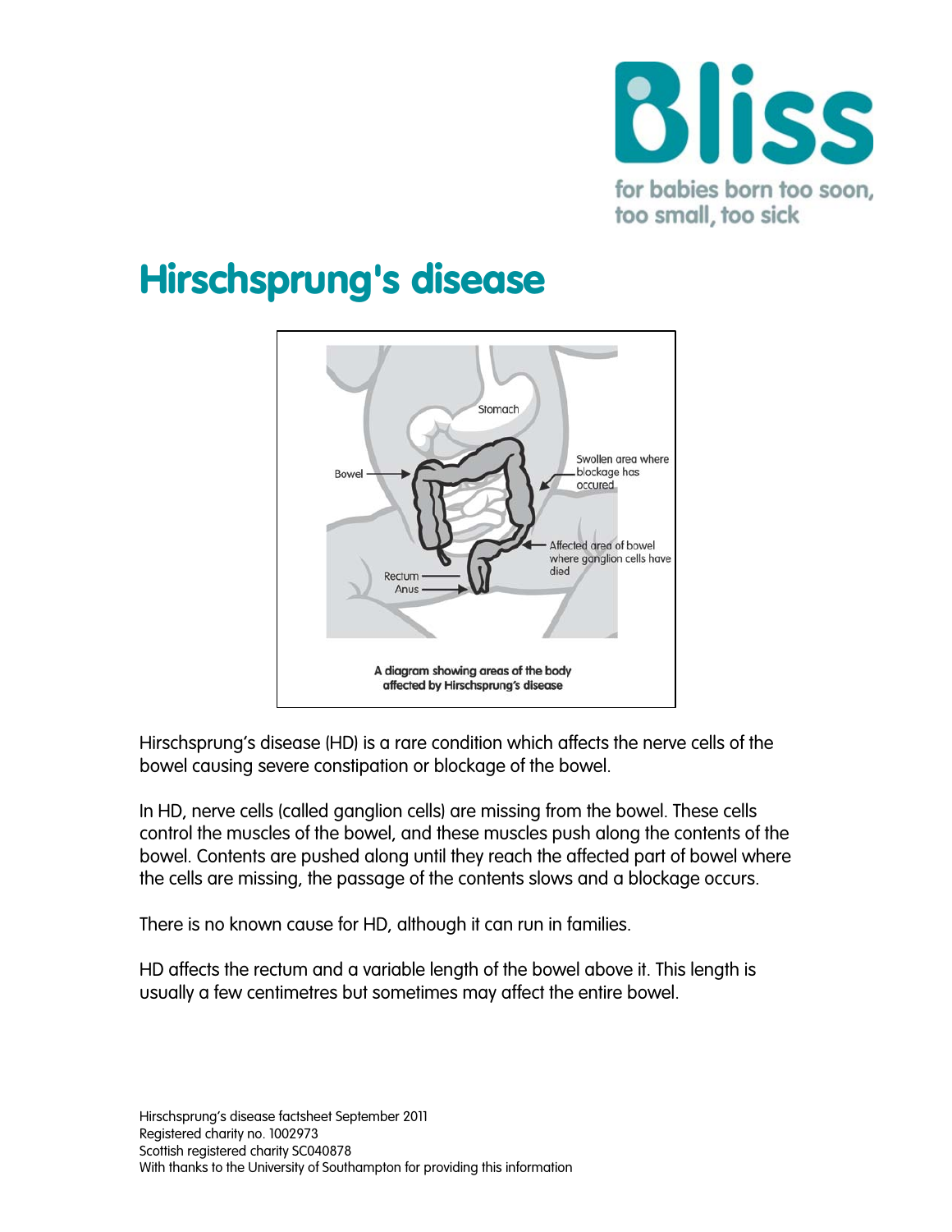# Hirschsprung's disease

A diagram showing areas of the body affected by Hirschsprung's disease

Hirschsprung's disease (HD) is a rare condition which affects the nerve cells of the bowel causing severe constipation or blockage of the bowel.

In HD, nerve cells (called ganglion cells) are missing from the bowel. These cells control the muscles of the bowel, and these muscles push along the contents of the bowel. Contents are pushed along until they reach the affected part of bowel where the cells are missing, the passage of the contents slows and a blockage occurs.

There is no known cause for HD, although it can run in families.

HD affects the rectum and a variable length of the bowel above it. This length is usually a few centimetres but sometimes may affect the entire bowel.

Hirschsprung's disease factsheet September 2011
Registered charity no. 1002973
Scottish registered charity SC040878
With thanks to the University of Southampton for providing this information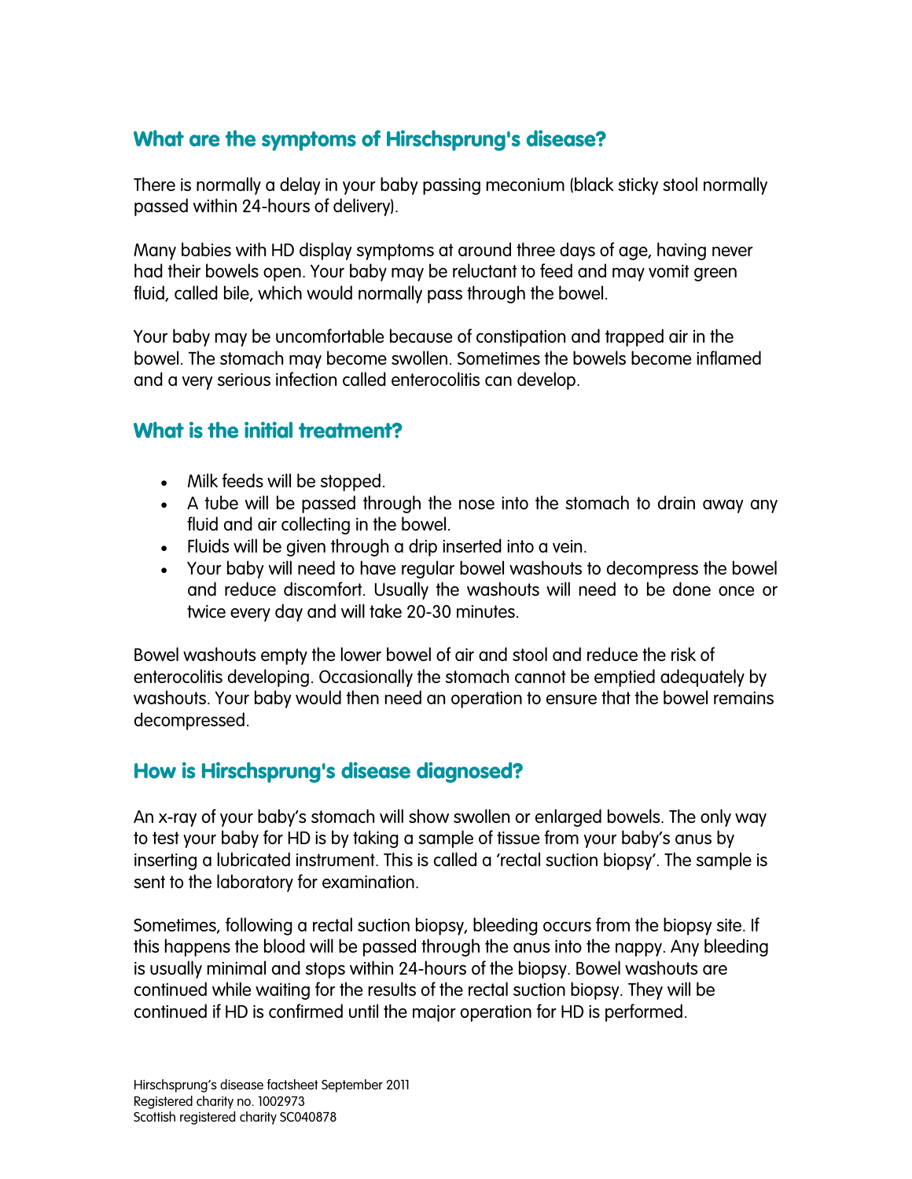## What are the symptoms of Hirschsprung's disease?

There is normally a delay in your baby passing meconium (black sticky stool normally passed within 24-hours of delivery).

Many babies with HD display symptoms at around three days of age, having never had their bowels open. Your baby may be reluctant to feed and may vomit green fluid, called bile, which would normally pass through the bowel.

Your baby may be uncomfortable because of constipation and trapped air in the bowel. The stomach may become swollen. Sometimes the bowels become inflamed and a very serious infection called enterocolitis can develop.

## What is the initial treatment?

- Milk feeds will be stopped.
- A tube will be passed through the nose into the stomach to drain away any fluid and air collecting in the bowel.
- Fluids will be given through a drip inserted into a vein.
- Your baby will need to have regular bowel washouts to decompress the bowel and reduce discomfort. Usually the washouts will need to be done once or twice every day and will take 20-30 minutes.

Bowel washouts empty the lower bowel of air and stool and reduce the risk of enterocolitis developing. Occasionally the stomach cannot be emptied adequately by washouts. Your baby would then need an operation to ensure that the bowel remains decompressed.

## How is Hirschsprung's disease diagnosed?

An x-ray of your baby's stomach will show swollen or enlarged bowels. The only way to test your baby for HD is by taking a sample of tissue from your baby's anus by inserting a lubricated instrument. This is called a 'rectal suction biopsy'. The sample is sent to the laboratory for examination.

Sometimes, following a rectal suction biopsy, bleeding occurs from the biopsy site. If this happens the blood will be passed through the anus into the nappy. Any bleeding is usually minimal and stops within 24-hours of the biopsy. Bowel washouts are continued while waiting for the results of the rectal suction biopsy. They will be continued if HD is confirmed until the major operation for HD is performed.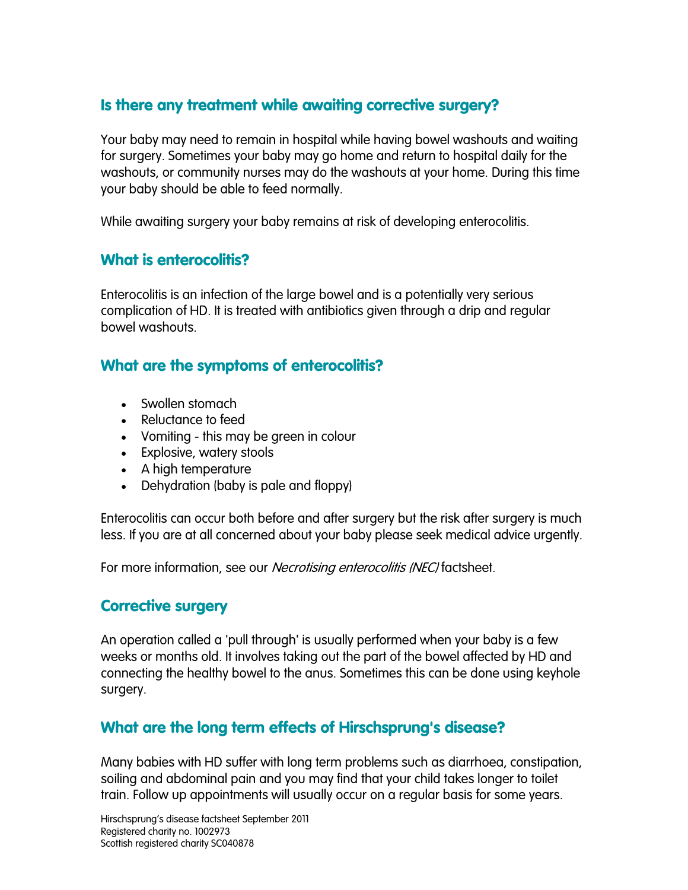## Is there any treatment while awaiting corrective surgery?

Your baby may need to remain in hospital while having bowel washouts and waiting for surgery. Sometimes your baby may go home and return to hospital daily for the washouts, or community nurses may do the washouts at your home. During this time your baby should be able to feed normally.

While awaiting surgery your baby remains at risk of developing enterocolitis.

## What is enterocolitis?

Enterocolitis is an infection of the large bowel and is a potentially very serious complication of HD. It is treated with antibiotics given through a drip and regular bowel washouts.

## What are the symptoms of enterocolitis?

- Swollen stomach
- Reluctance to feed
- Vomiting - this may be green in colour
- Explosive, watery stools
- A high temperature
- Dehydration (baby is pale and floppy)

Enterocolitis can occur both before and after surgery but the risk after surgery is much less. If you are at all concerned about your baby please seek medical advice urgently.

For more information, see our *Necrotising enterocolitis (NEC)* factsheet.

## Corrective surgery

An operation called a 'pull through' is usually performed when your baby is a few weeks or months old. It involves taking out the part of the bowel affected by HD and connecting the healthy bowel to the anus. Sometimes this can be done using keyhole surgery.

## What are the long term effects of Hirschsprung's disease?

Many babies with HD suffer with long term problems such as diarrhoea, constipation, soiling and abdominal pain and you may find that your child takes longer to toilet train. Follow up appointments will usually occur on a regular basis for some years.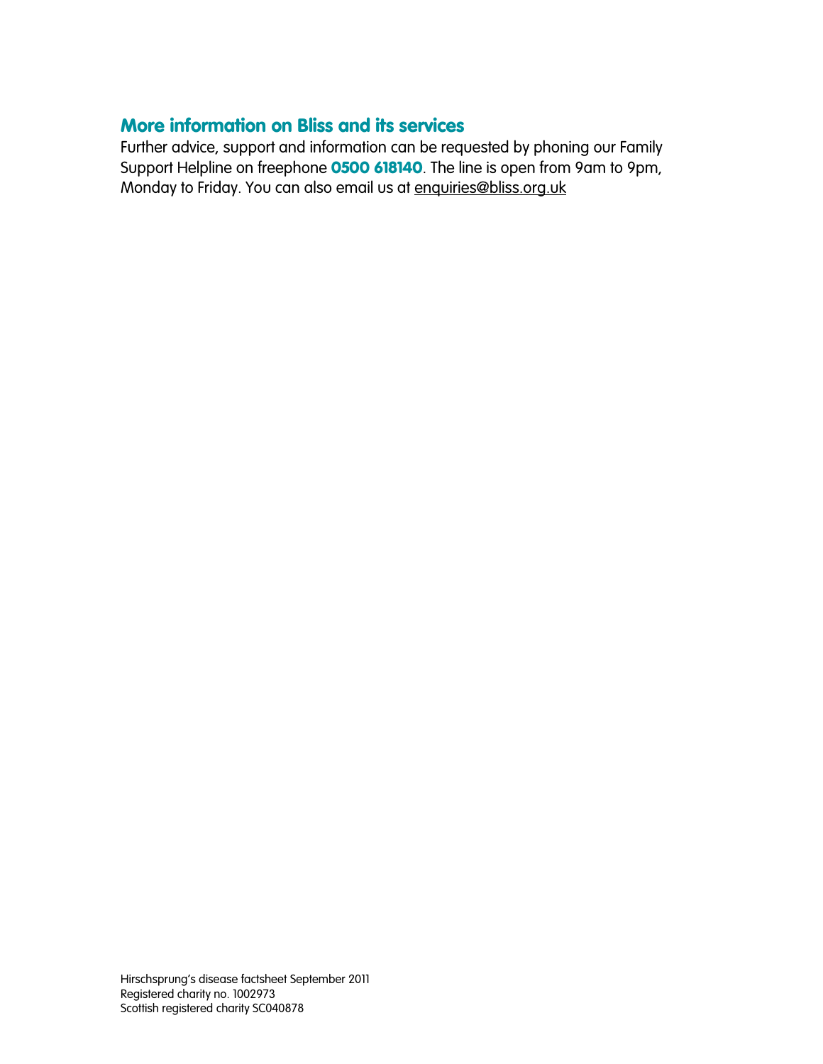## More information on Bliss and its services

Further advice, support and information can be requested by phoning our Family Support Helpline on freephone **0500 618140**. The line is open from 9am to 9pm, Monday to Friday. You can also email us at enquiries@bliss.org.uk

Hirschsprung's disease factsheet September 2011
Registered charity no. 1002973
Scottish registered charity SC040878